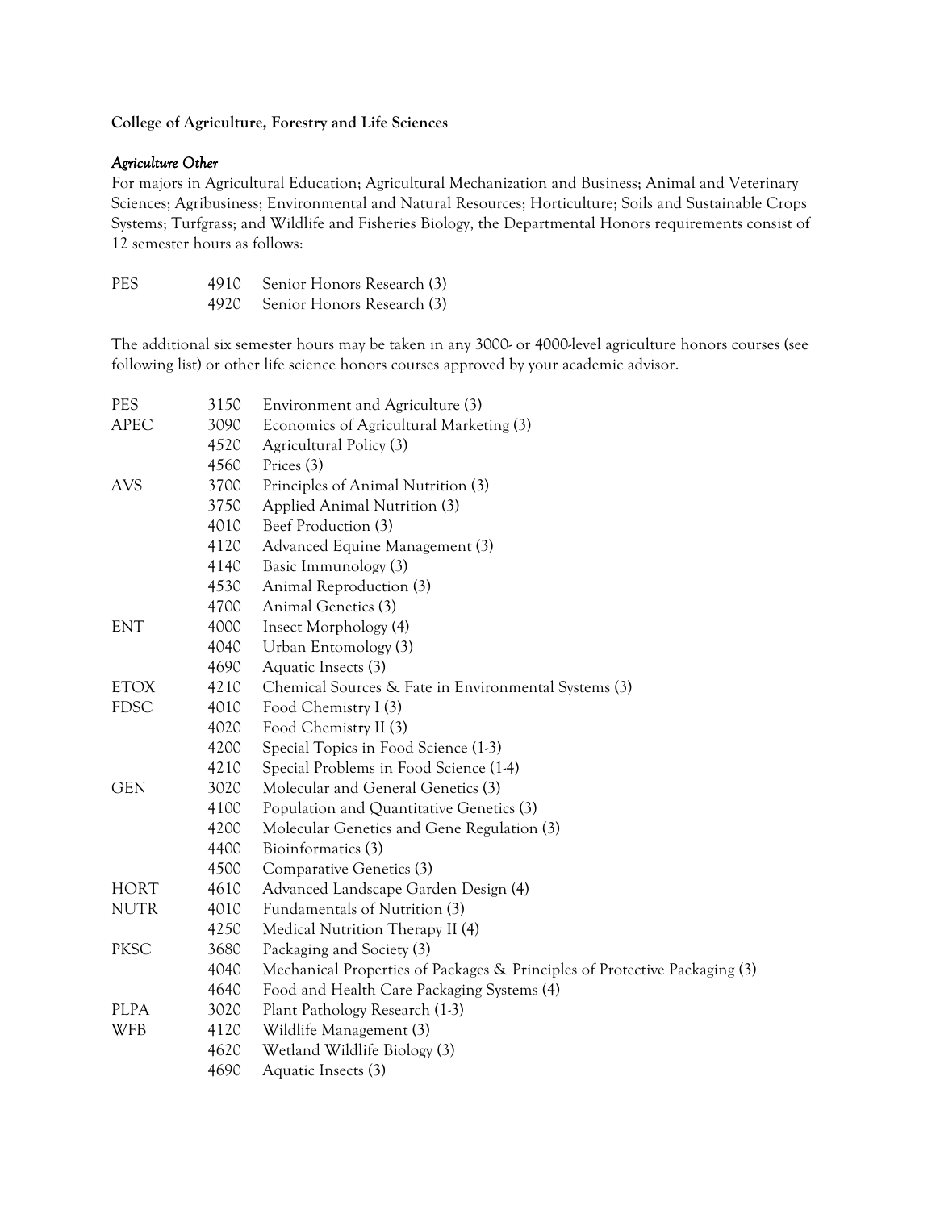**College of Agriculture, Forestry and Life Sciences**

*Agriculture Other*

For majors in Agricultural Education; Agricultural Mechanization and Business; Animal and Veterinary Sciences; Agribusiness; Environmental and Natural Resources; Horticulture; Soils and Sustainable Crops Systems; Turfgrass; and Wildlife and Fisheries Biology, the Departmental Honors requirements consist of 12 semester hours as follows:

| | | |
|---|---|---|
| PES | 4910 | Senior Honors Research (3) |
| | 4920 | Senior Honors Research (3) |

The additional six semester hours may be taken in any 3000- or 4000-level agriculture honors courses (see following list) or other life science honors courses approved by your academic advisor.

| | | |
|---|---|---|
| PES | 3150 | Environment and Agriculture (3) |
| APEC | 3090 | Economics of Agricultural Marketing (3) |
| | 4520 | Agricultural Policy (3) |
| | 4560 | Prices (3) |
| AVS | 3700 | Principles of Animal Nutrition (3) |
| | 3750 | Applied Animal Nutrition (3) |
| | 4010 | Beef Production (3) |
| | 4120 | Advanced Equine Management (3) |
| | 4140 | Basic Immunology (3) |
| | 4530 | Animal Reproduction (3) |
| | 4700 | Animal Genetics (3) |
| ENT | 4000 | Insect Morphology (4) |
| | 4040 | Urban Entomology (3) |
| | 4690 | Aquatic Insects (3) |
| ETOX | 4210 | Chemical Sources & Fate in Environmental Systems (3) |
| FDSC | 4010 | Food Chemistry I (3) |
| | 4020 | Food Chemistry II (3) |
| | 4200 | Special Topics in Food Science (1-3) |
| | 4210 | Special Problems in Food Science (1-4) |
| GEN | 3020 | Molecular and General Genetics (3) |
| | 4100 | Population and Quantitative Genetics (3) |
| | 4200 | Molecular Genetics and Gene Regulation (3) |
| | 4400 | Bioinformatics (3) |
| | 4500 | Comparative Genetics (3) |
| HORT | 4610 | Advanced Landscape Garden Design (4) |
| NUTR | 4010 | Fundamentals of Nutrition (3) |
| | 4250 | Medical Nutrition Therapy II (4) |
| PKSC | 3680 | Packaging and Society (3) |
| | 4040 | Mechanical Properties of Packages & Principles of Protective Packaging (3) |
| | 4640 | Food and Health Care Packaging Systems (4) |
| PLPA | 3020 | Plant Pathology Research (1-3) |
| WFB | 4120 | Wildlife Management (3) |
| | 4620 | Wetland Wildlife Biology (3) |
| | 4690 | Aquatic Insects (3) |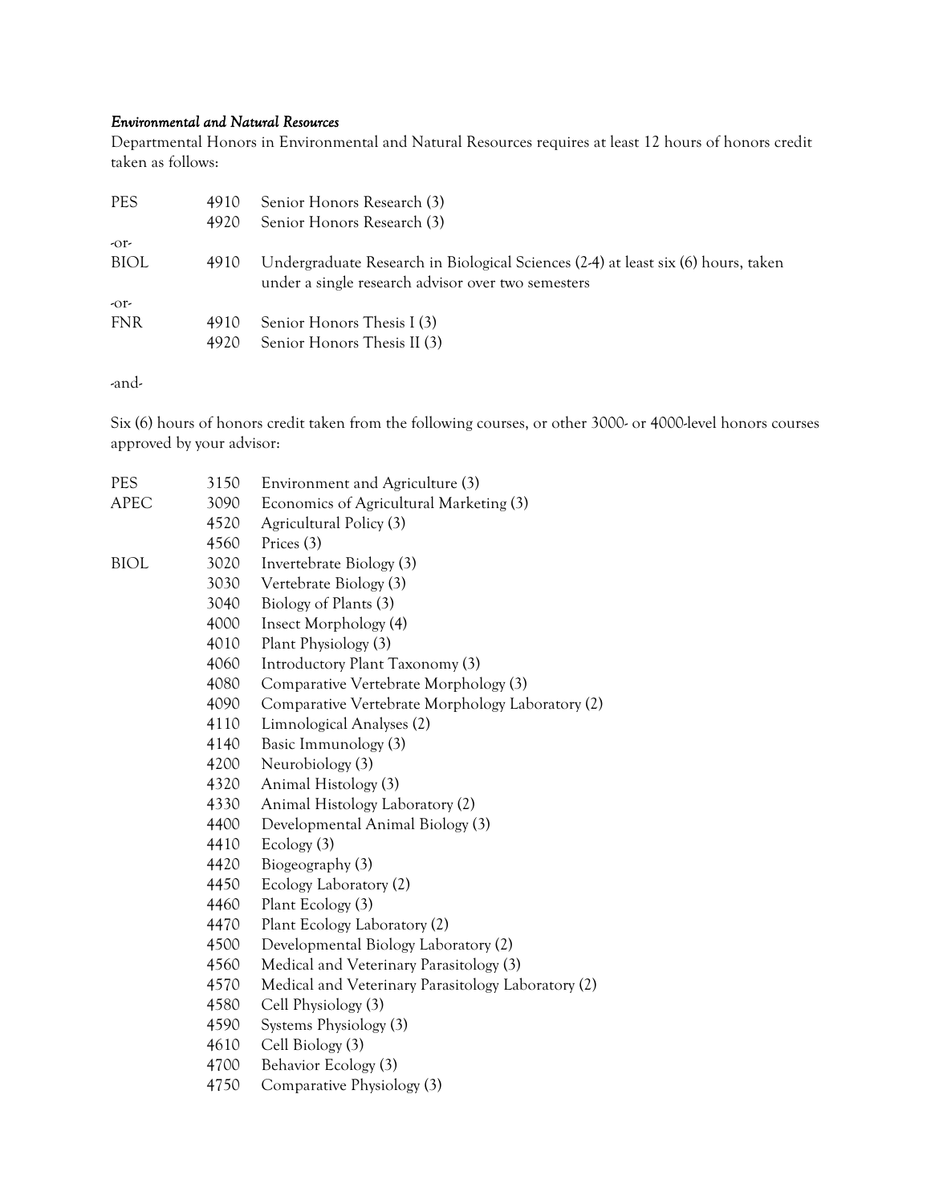*Environmental and Natural Resources*

Departmental Honors in Environmental and Natural Resources requires at least 12 hours of honors credit taken as follows:

| | | |
|---|---|---|
| PES | 4910 | Senior Honors Research (3) |
| | 4920 | Senior Honors Research (3) |
| -or- | | |
| BIOL | 4910 | Undergraduate Research in Biological Sciences (2-4) at least six (6) hours, taken under a single research advisor over two semesters |
| -or- | | |
| FNR | 4910 | Senior Honors Thesis I (3) |
| | 4920 | Senior Honors Thesis II (3) |

-and-

Six (6) hours of honors credit taken from the following courses, or other 3000- or 4000-level honors courses approved by your advisor:

| | | |
|---|---|---|
| PES | 3150 | Environment and Agriculture (3) |
| APEC | 3090 | Economics of Agricultural Marketing (3) |
| | 4520 | Agricultural Policy (3) |
| | 4560 | Prices (3) |
| BIOL | 3020 | Invertebrate Biology (3) |
| | 3030 | Vertebrate Biology (3) |
| | 3040 | Biology of Plants (3) |
| | 4000 | Insect Morphology (4) |
| | 4010 | Plant Physiology (3) |
| | 4060 | Introductory Plant Taxonomy (3) |
| | 4080 | Comparative Vertebrate Morphology (3) |
| | 4090 | Comparative Vertebrate Morphology Laboratory (2) |
| | 4110 | Limnological Analyses (2) |
| | 4140 | Basic Immunology (3) |
| | 4200 | Neurobiology (3) |
| | 4320 | Animal Histology (3) |
| | 4330 | Animal Histology Laboratory (2) |
| | 4400 | Developmental Animal Biology (3) |
| | 4410 | Ecology (3) |
| | 4420 | Biogeography (3) |
| | 4450 | Ecology Laboratory (2) |
| | 4460 | Plant Ecology (3) |
| | 4470 | Plant Ecology Laboratory (2) |
| | 4500 | Developmental Biology Laboratory (2) |
| | 4560 | Medical and Veterinary Parasitology (3) |
| | 4570 | Medical and Veterinary Parasitology Laboratory (2) |
| | 4580 | Cell Physiology (3) |
| | 4590 | Systems Physiology (3) |
| | 4610 | Cell Biology (3) |
| | 4700 | Behavior Ecology (3) |
| | 4750 | Comparative Physiology (3) |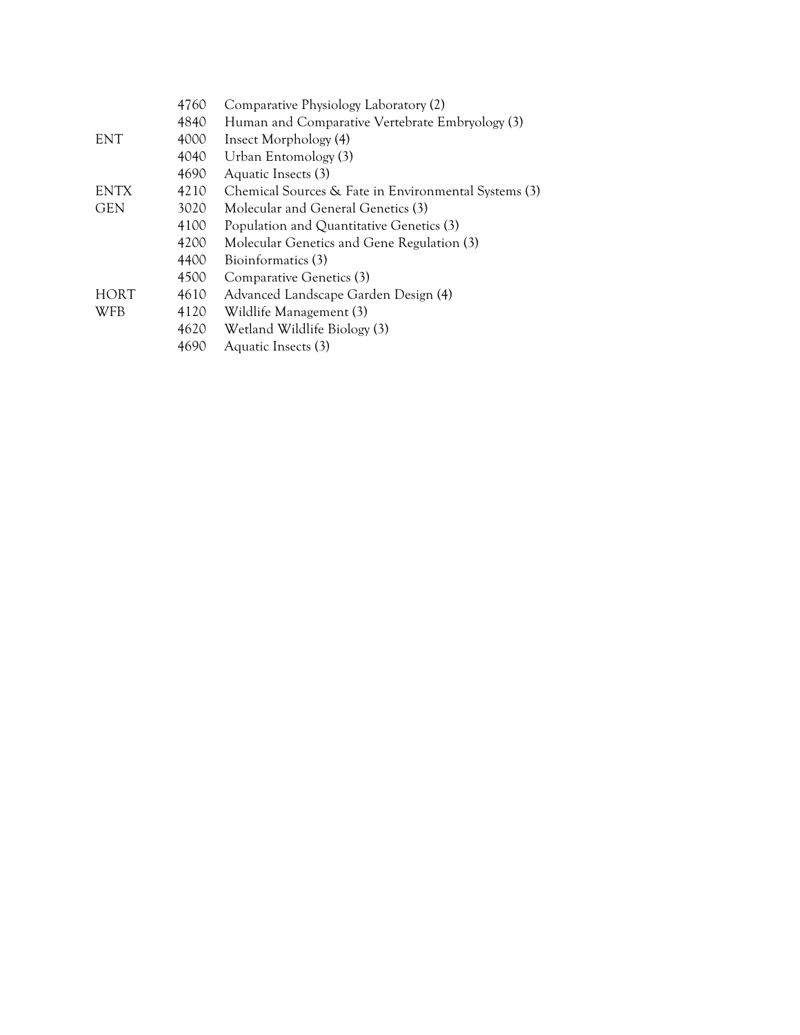| | | |
|---|---|---|
| | 4760 | Comparative Physiology Laboratory (2) |
| | 4840 | Human and Comparative Vertebrate Embryology (3) |
| ENT | 4000 | Insect Morphology (4) |
| | 4040 | Urban Entomology (3) |
| | 4690 | Aquatic Insects (3) |
| ENTX | 4210 | Chemical Sources & Fate in Environmental Systems (3) |
| GEN | 3020 | Molecular and General Genetics (3) |
| | 4100 | Population and Quantitative Genetics (3) |
| | 4200 | Molecular Genetics and Gene Regulation (3) |
| | 4400 | Bioinformatics (3) |
| | 4500 | Comparative Genetics (3) |
| HORT | 4610 | Advanced Landscape Garden Design (4) |
| WFB | 4120 | Wildlife Management (3) |
| | 4620 | Wetland Wildlife Biology (3) |
| | 4690 | Aquatic Insects (3) |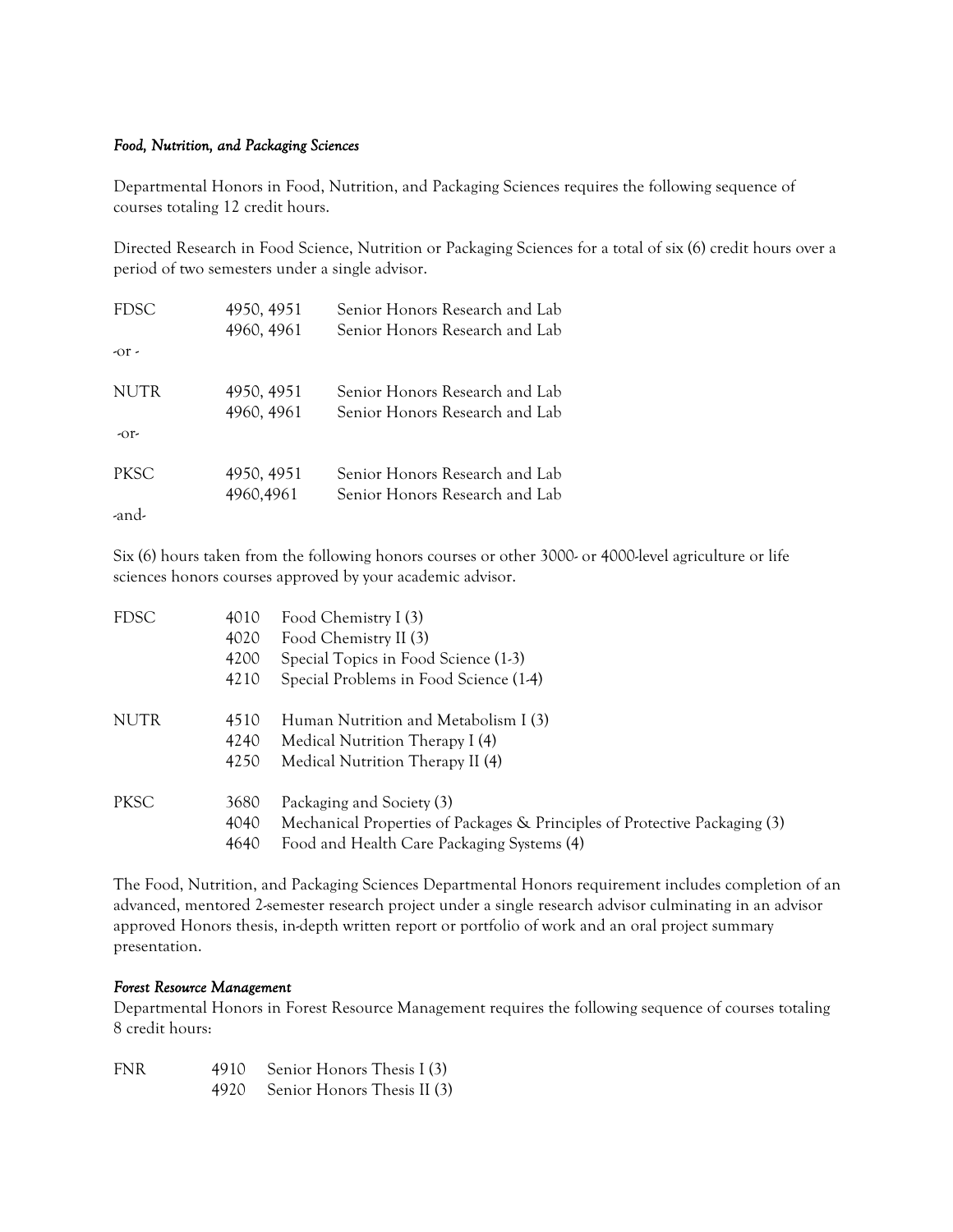*Food, Nutrition, and Packaging Sciences*

Departmental Honors in Food, Nutrition, and Packaging Sciences requires the following sequence of courses totaling 12 credit hours.

Directed Research in Food Science, Nutrition or Packaging Sciences for a total of six (6) credit hours over a period of two semesters under a single advisor.

| | | |
|---|---|---|
| FDSC | 4950, 4951 | Senior Honors Research and Lab |
| | 4960, 4961 | Senior Honors Research and Lab |
| -or- | | |
| NUTR | 4950, 4951 | Senior Honors Research and Lab |
| | 4960, 4961 | Senior Honors Research and Lab |
| -or- | | |
| PKSC | 4950, 4951 | Senior Honors Research and Lab |
| | 4960,4961 | Senior Honors Research and Lab |

-and-

Six (6) hours taken from the following honors courses or other 3000- or 4000-level agriculture or life sciences honors courses approved by your academic advisor.

| | | |
|---|---|---|
| FDSC | 4010 | Food Chemistry I (3) |
| | 4020 | Food Chemistry II (3) |
| | 4200 | Special Topics in Food Science (1-3) |
| | 4210 | Special Problems in Food Science (1-4) |
| NUTR | 4510 | Human Nutrition and Metabolism I (3) |
| | 4240 | Medical Nutrition Therapy I (4) |
| | 4250 | Medical Nutrition Therapy II (4) |
| PKSC | 3680 | Packaging and Society (3) |
| | 4040 | Mechanical Properties of Packages & Principles of Protective Packaging (3) |
| | 4640 | Food and Health Care Packaging Systems (4) |

The Food, Nutrition, and Packaging Sciences Departmental Honors requirement includes completion of an advanced, mentored 2-semester research project under a single research advisor culminating in an advisor approved Honors thesis, in-depth written report or portfolio of work and an oral project summary presentation.

*Forest Resource Management*

Departmental Honors in Forest Resource Management requires the following sequence of courses totaling 8 credit hours:

| | | |
|---|---|---|
| FNR | 4910 | Senior Honors Thesis I (3) |
| | 4920 | Senior Honors Thesis II (3) |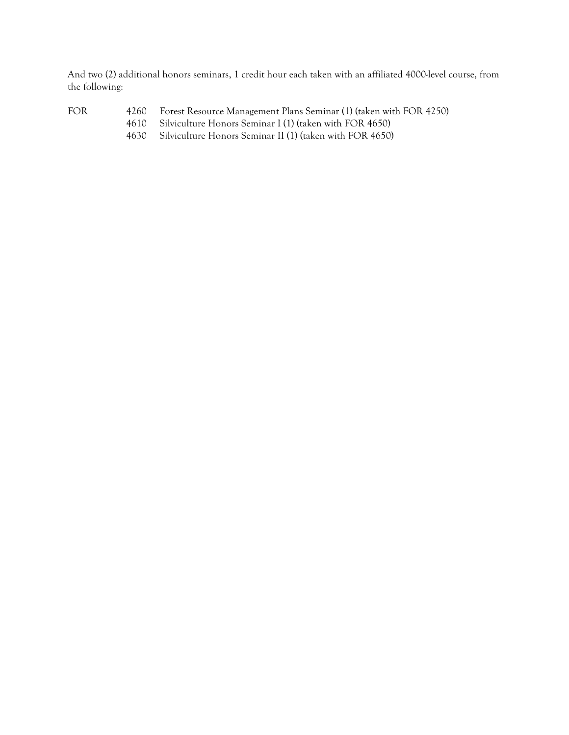And two (2) additional honors seminars, 1 credit hour each taken with an affiliated 4000-level course, from the following:

| | | |
|---|---|---|
| FOR | 4260 | Forest Resource Management Plans Seminar (1) (taken with FOR 4250) |
| | 4610 | Silviculture Honors Seminar I (1) (taken with FOR 4650) |
| | 4630 | Silviculture Honors Seminar II (1) (taken with FOR 4650) |